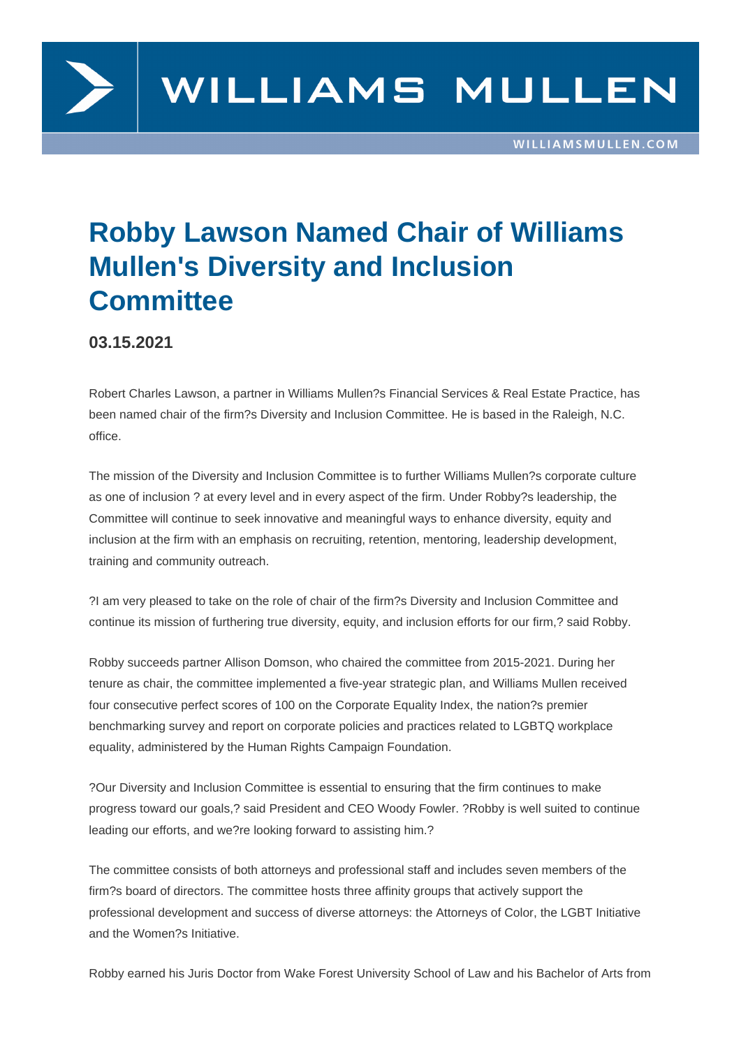# Robby Lawson Named Chair of Williams Mullen's Diversity and Inclusion Committee

## 03.15.2021

Robert Charles Lawson, a partner in Williams Mullen?s Financial Services & Real Estate Practice, has been named chair of the firm?s Diversity and Inclusion Committee. He is based in the Raleigh, N.C. office.

The mission of the Diversity and Inclusion Committee is to further Williams Mullen?s corporate culture as one of inclusion ? at every level and in every aspect of the firm. Under Robby?s leadership, the Committee will continue to seek innovative and meaningful ways to enhance diversity, equity and inclusion at the firm with an emphasis on recruiting, retention, mentoring, leadership development, training and community outreach.

?I am very pleased to take on the role of chair of the firm?s Diversity and Inclusion Committee and continue its mission of furthering true diversity, equity, and inclusion efforts for our firm,? said Robby.

Robby succeeds partner Allison Domson, who chaired the committee from 2015-2021. During her tenure as chair, the committee implemented a five-year strategic plan, and Williams Mullen received four consecutive perfect scores of 100 on the Corporate Equality Index, the nation?s premier benchmarking survey and report on corporate policies and practices related to LGBTQ workplace equality, administered by the Human Rights Campaign Foundation.

?Our Diversity and Inclusion Committee is essential to ensuring that the firm continues to make progress toward our goals,? said President and CEO Woody Fowler. ?Robby is well suited to continue leading our efforts, and we?re looking forward to assisting him.?

The committee consists of both attorneys and professional staff and includes seven members of the firm?s board of directors. The committee hosts three affinity groups that actively support the professional development and success of diverse attorneys: the Attorneys of Color, the LGBT Initiative and the Women?s Initiative.

Robby earned his Juris Doctor from Wake Forest University School of Law and his Bachelor of Arts from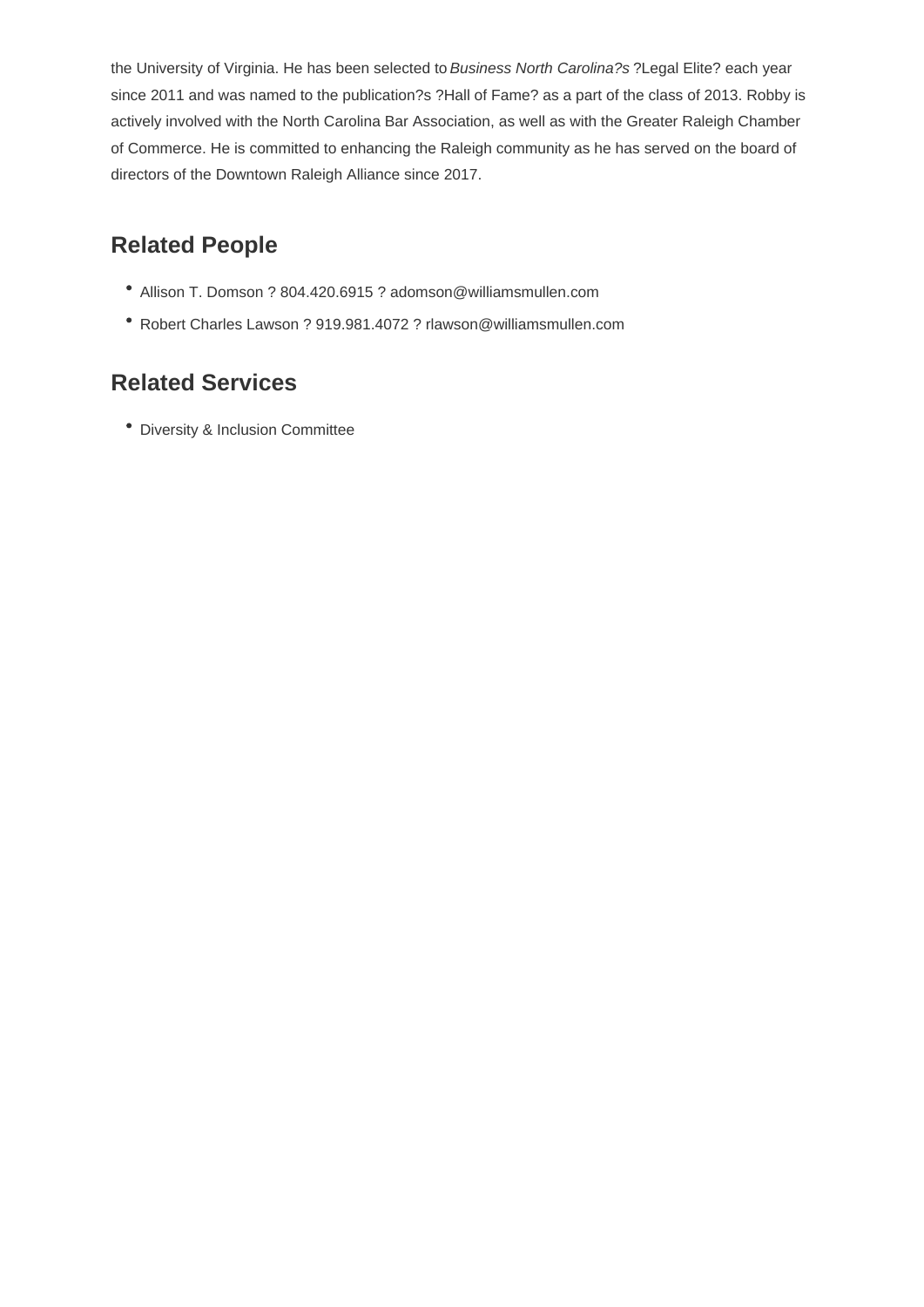the University of Virginia. He has been selected to *Business North Carolina?s* ?Legal Elite? each year since 2011 and was named to the publication?s ?Hall of Fame? as a part of the class of 2013. Robby is actively involved with the North Carolina Bar Association, as well as with the Greater Raleigh Chamber of Commerce. He is committed to enhancing the Raleigh community as he has served on the board of directors of the Downtown Raleigh Alliance since 2017.

## Related People

- Allison T. Domson ? 804.420.6915 ? adomson@williamsmullen.com
- Robert Charles Lawson ? 919.981.4072 ? rlawson@williamsmullen.com

## Related Services

- Diversity & Inclusion Committee